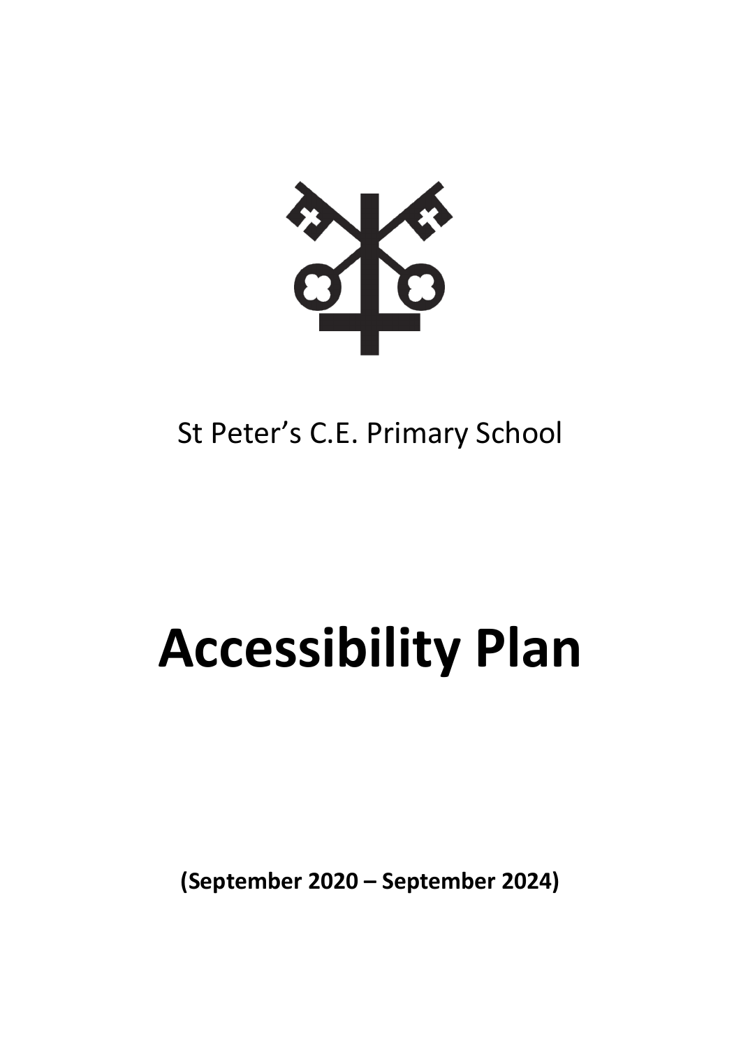St Peter's C.E. Primary School

# Accessibility Plan

**(September 2020 – September 2024)**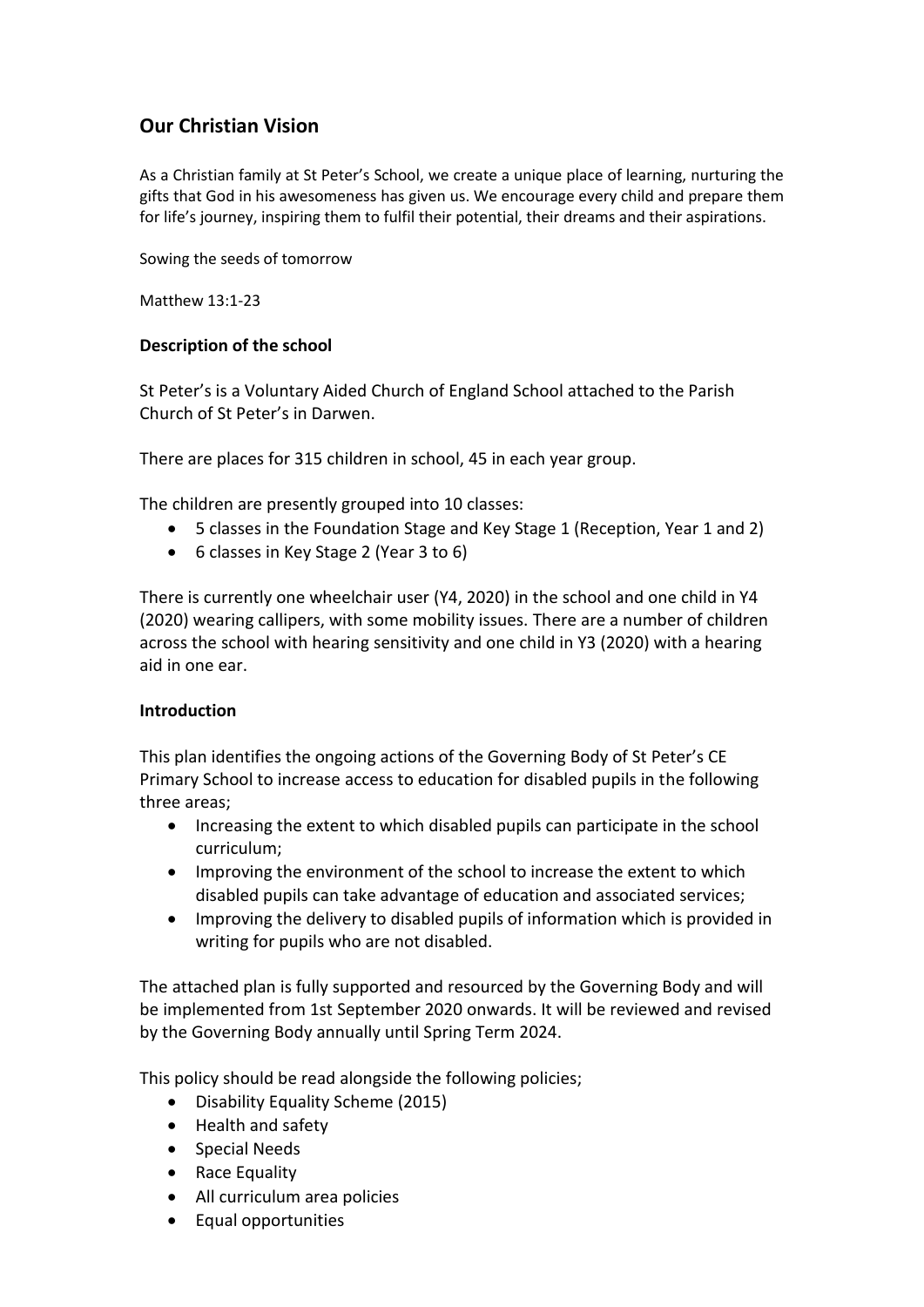## Our Christian Vision

As a Christian family at St Peter's School, we create a unique place of learning, nurturing the gifts that God in his awesomeness has given us. We encourage every child and prepare them for life's journey, inspiring them to fulfil their potential, their dreams and their aspirations.

Sowing the seeds of tomorrow

Matthew 13:1-23

**Description of the school**

St Peter's is a Voluntary Aided Church of England School attached to the Parish Church of St Peter's in Darwen.

There are places for 315 children in school, 45 in each year group.

The children are presently grouped into 10 classes:

- 5 classes in the Foundation Stage and Key Stage 1 (Reception, Year 1 and 2)
- 6 classes in Key Stage 2 (Year 3 to 6)

There is currently one wheelchair user (Y4, 2020) in the school and one child in Y4 (2020) wearing callipers, with some mobility issues. There are a number of children across the school with hearing sensitivity and one child in Y3 (2020) with a hearing aid in one ear.

**Introduction**

This plan identifies the ongoing actions of the Governing Body of St Peter's CE Primary School to increase access to education for disabled pupils in the following three areas;

- Increasing the extent to which disabled pupils can participate in the school curriculum;
- Improving the environment of the school to increase the extent to which disabled pupils can take advantage of education and associated services;
- Improving the delivery to disabled pupils of information which is provided in writing for pupils who are not disabled.

The attached plan is fully supported and resourced by the Governing Body and will be implemented from 1st September 2020 onwards. It will be reviewed and revised by the Governing Body annually until Spring Term 2024.

This policy should be read alongside the following policies;

- Disability Equality Scheme (2015)
- Health and safety
- Special Needs
- Race Equality
- All curriculum area policies
- Equal opportunities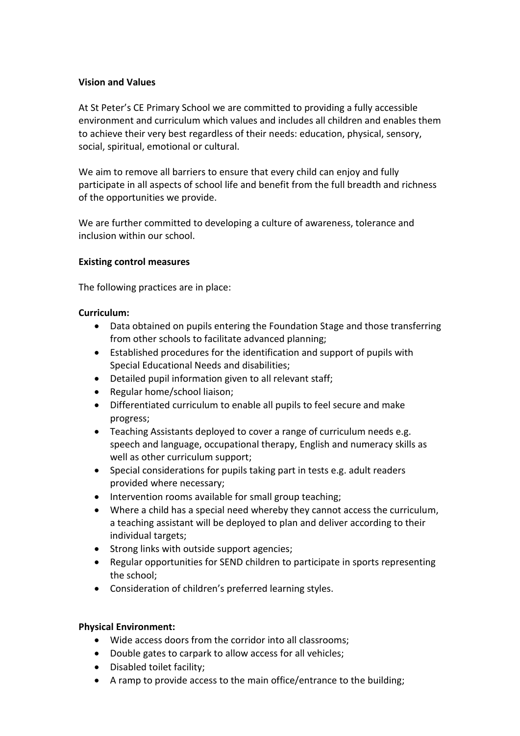**Vision and Values**

At St Peter's CE Primary School we are committed to providing a fully accessible environment and curriculum which values and includes all children and enables them to achieve their very best regardless of their needs: education, physical, sensory, social, spiritual, emotional or cultural.

We aim to remove all barriers to ensure that every child can enjoy and fully participate in all aspects of school life and benefit from the full breadth and richness of the opportunities we provide.

We are further committed to developing a culture of awareness, tolerance and inclusion within our school.

**Existing control measures**

The following practices are in place:

**Curriculum:**

- Data obtained on pupils entering the Foundation Stage and those transferring from other schools to facilitate advanced planning;
- Established procedures for the identification and support of pupils with Special Educational Needs and disabilities;
- Detailed pupil information given to all relevant staff;
- Regular home/school liaison;
- Differentiated curriculum to enable all pupils to feel secure and make progress;
- Teaching Assistants deployed to cover a range of curriculum needs e.g. speech and language, occupational therapy, English and numeracy skills as well as other curriculum support;
- Special considerations for pupils taking part in tests e.g. adult readers provided where necessary;
- Intervention rooms available for small group teaching;
- Where a child has a special need whereby they cannot access the curriculum, a teaching assistant will be deployed to plan and deliver according to their individual targets;
- Strong links with outside support agencies;
- Regular opportunities for SEND children to participate in sports representing the school;
- Consideration of children's preferred learning styles.

**Physical Environment:**

- Wide access doors from the corridor into all classrooms;
- Double gates to carpark to allow access for all vehicles;
- Disabled toilet facility;
- A ramp to provide access to the main office/entrance to the building;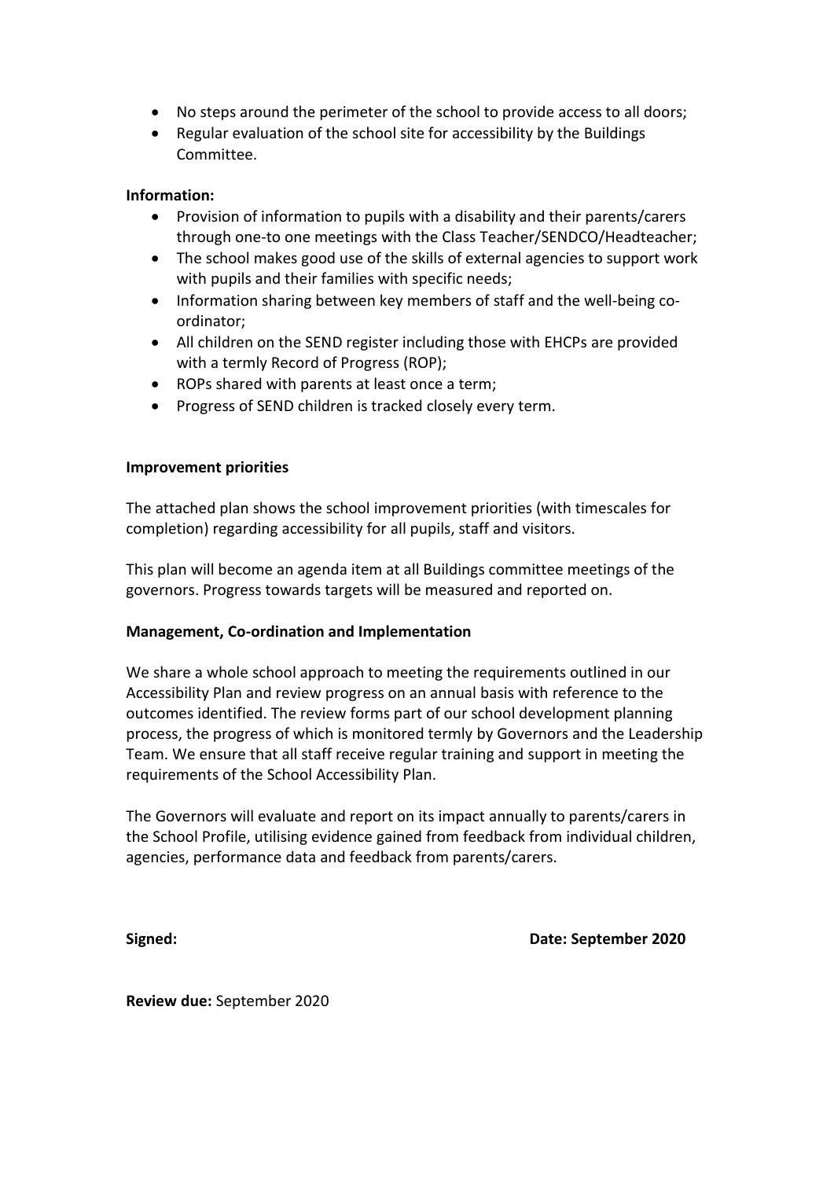- No steps around the perimeter of the school to provide access to all doors;
- Regular evaluation of the school site for accessibility by the Buildings Committee.

**Information:**

- Provision of information to pupils with a disability and their parents/carers through one-to one meetings with the Class Teacher/SENDCO/Headteacher;
- The school makes good use of the skills of external agencies to support work with pupils and their families with specific needs;
- Information sharing between key members of staff and the well-being co-ordinator;
- All children on the SEND register including those with EHCPs are provided with a termly Record of Progress (ROP);
- ROPs shared with parents at least once a term;
- Progress of SEND children is tracked closely every term.

**Improvement priorities**

The attached plan shows the school improvement priorities (with timescales for completion) regarding accessibility for all pupils, staff and visitors.

This plan will become an agenda item at all Buildings committee meetings of the governors. Progress towards targets will be measured and reported on.

**Management, Co-ordination and Implementation**

We share a whole school approach to meeting the requirements outlined in our Accessibility Plan and review progress on an annual basis with reference to the outcomes identified. The review forms part of our school development planning process, the progress of which is monitored termly by Governors and the Leadership Team. We ensure that all staff receive regular training and support in meeting the requirements of the School Accessibility Plan.

The Governors will evaluate and report on its impact annually to parents/carers in the School Profile, utilising evidence gained from feedback from individual children, agencies, performance data and feedback from parents/carers.

**Signed:** **Date: September 2020**

**Review due:** September 2020